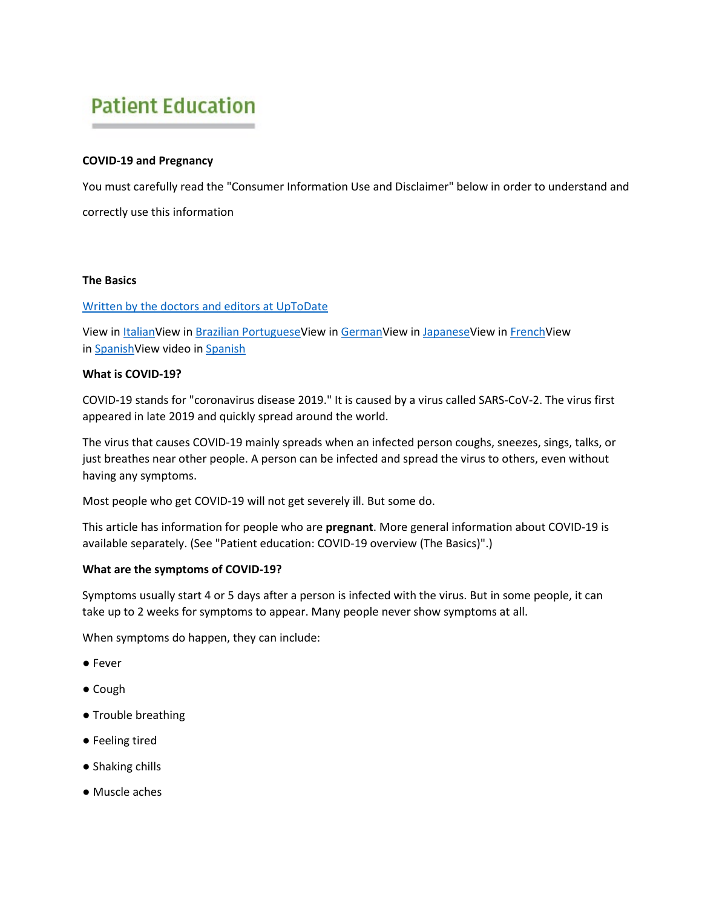# Patient Education

**COVID-19 and Pregnancy**

You must carefully read the "Consumer Information Use and Disclaimer" below in order to understand and correctly use this information

**The Basics**

[Written by the doctors and editors at UpToDate]

View in [Italian]View in [Brazilian Portuguese]View in [German]View in [Japanese]View in [French]View in [Spanish]View video in [Spanish]

**What is COVID-19?**

COVID-19 stands for "coronavirus disease 2019." It is caused by a virus called SARS-CoV-2. The virus first appeared in late 2019 and quickly spread around the world.

The virus that causes COVID-19 mainly spreads when an infected person coughs, sneezes, sings, talks, or just breathes near other people. A person can be infected and spread the virus to others, even without having any symptoms.

Most people who get COVID-19 will not get severely ill. But some do.

This article has information for people who are **pregnant**. More general information about COVID-19 is available separately. (See "Patient education: COVID-19 overview (The Basics)".)

**What are the symptoms of COVID-19?**

Symptoms usually start 4 or 5 days after a person is infected with the virus. But in some people, it can take up to 2 weeks for symptoms to appear. Many people never show symptoms at all.

When symptoms do happen, they can include:

- Fever
- Cough
- Trouble breathing
- Feeling tired
- Shaking chills
- Muscle aches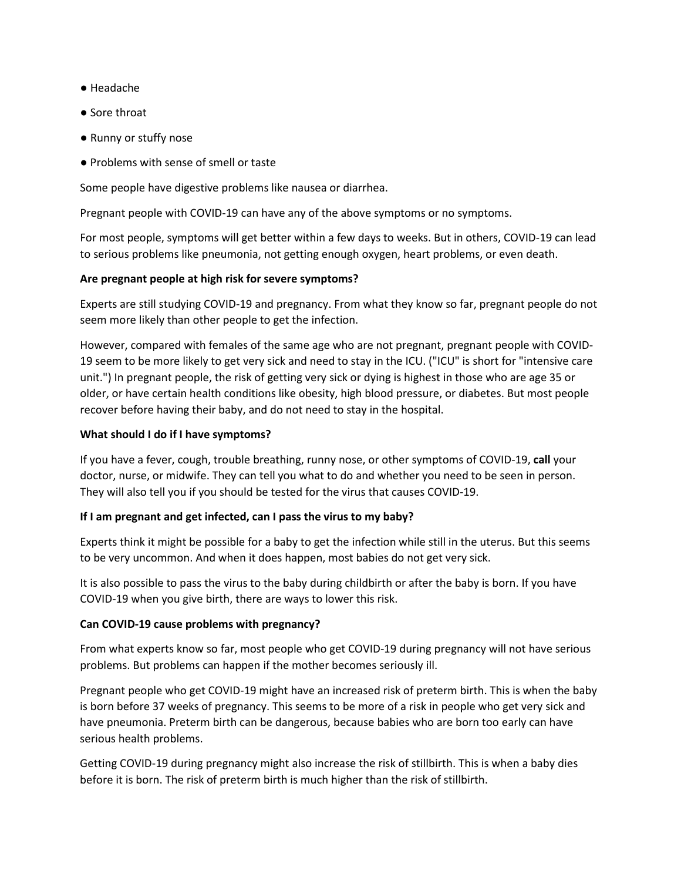- Headache
- Sore throat
- Runny or stuffy nose
- Problems with sense of smell or taste

Some people have digestive problems like nausea or diarrhea.

Pregnant people with COVID-19 can have any of the above symptoms or no symptoms.

For most people, symptoms will get better within a few days to weeks. But in others, COVID-19 can lead to serious problems like pneumonia, not getting enough oxygen, heart problems, or even death.

**Are pregnant people at high risk for severe symptoms?**

Experts are still studying COVID-19 and pregnancy. From what they know so far, pregnant people do not seem more likely than other people to get the infection.

However, compared with females of the same age who are not pregnant, pregnant people with COVID-19 seem to be more likely to get very sick and need to stay in the ICU. ("ICU" is short for "intensive care unit.") In pregnant people, the risk of getting very sick or dying is highest in those who are age 35 or older, or have certain health conditions like obesity, high blood pressure, or diabetes. But most people recover before having their baby, and do not need to stay in the hospital.

**What should I do if I have symptoms?**

If you have a fever, cough, trouble breathing, runny nose, or other symptoms of COVID-19, **call** your doctor, nurse, or midwife. They can tell you what to do and whether you need to be seen in person. They will also tell you if you should be tested for the virus that causes COVID-19.

**If I am pregnant and get infected, can I pass the virus to my baby?**

Experts think it might be possible for a baby to get the infection while still in the uterus. But this seems to be very uncommon. And when it does happen, most babies do not get very sick.

It is also possible to pass the virus to the baby during childbirth or after the baby is born. If you have COVID-19 when you give birth, there are ways to lower this risk.

**Can COVID-19 cause problems with pregnancy?**

From what experts know so far, most people who get COVID-19 during pregnancy will not have serious problems. But problems can happen if the mother becomes seriously ill.

Pregnant people who get COVID-19 might have an increased risk of preterm birth. This is when the baby is born before 37 weeks of pregnancy. This seems to be more of a risk in people who get very sick and have pneumonia. Preterm birth can be dangerous, because babies who are born too early can have serious health problems.

Getting COVID-19 during pregnancy might also increase the risk of stillbirth. This is when a baby dies before it is born. The risk of preterm birth is much higher than the risk of stillbirth.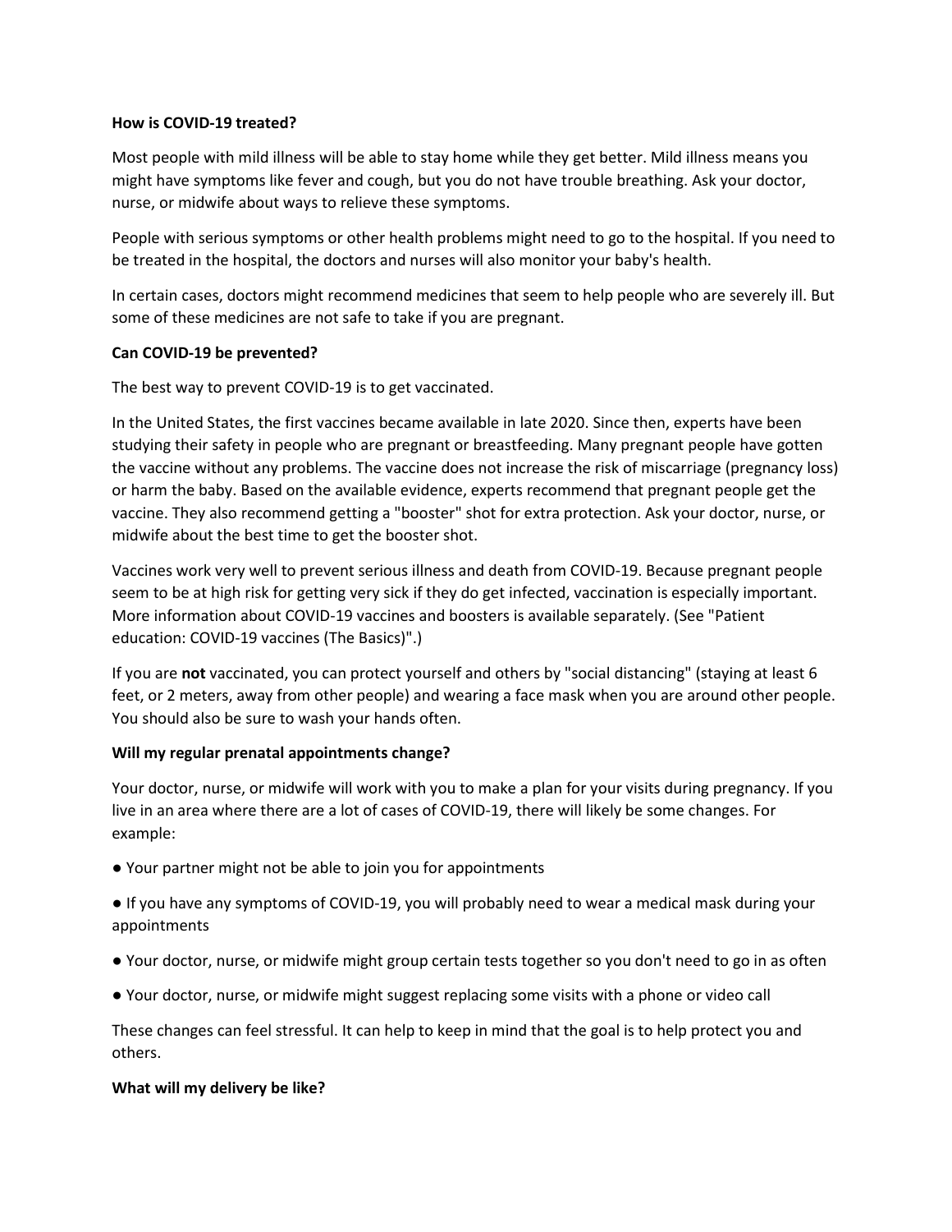**How is COVID-19 treated?**

Most people with mild illness will be able to stay home while they get better. Mild illness means you might have symptoms like fever and cough, but you do not have trouble breathing. Ask your doctor, nurse, or midwife about ways to relieve these symptoms.

People with serious symptoms or other health problems might need to go to the hospital. If you need to be treated in the hospital, the doctors and nurses will also monitor your baby's health.

In certain cases, doctors might recommend medicines that seem to help people who are severely ill. But some of these medicines are not safe to take if you are pregnant.

**Can COVID-19 be prevented?**

The best way to prevent COVID-19 is to get vaccinated.

In the United States, the first vaccines became available in late 2020. Since then, experts have been studying their safety in people who are pregnant or breastfeeding. Many pregnant people have gotten the vaccine without any problems. The vaccine does not increase the risk of miscarriage (pregnancy loss) or harm the baby. Based on the available evidence, experts recommend that pregnant people get the vaccine. They also recommend getting a "booster" shot for extra protection. Ask your doctor, nurse, or midwife about the best time to get the booster shot.

Vaccines work very well to prevent serious illness and death from COVID-19. Because pregnant people seem to be at high risk for getting very sick if they do get infected, vaccination is especially important. More information about COVID-19 vaccines and boosters is available separately. (See "Patient education: COVID-19 vaccines (The Basics)".)

If you are **not** vaccinated, you can protect yourself and others by "social distancing" (staying at least 6 feet, or 2 meters, away from other people) and wearing a face mask when you are around other people. You should also be sure to wash your hands often.

**Will my regular prenatal appointments change?**

Your doctor, nurse, or midwife will work with you to make a plan for your visits during pregnancy. If you live in an area where there are a lot of cases of COVID-19, there will likely be some changes. For example:

- Your partner might not be able to join you for appointments
- If you have any symptoms of COVID-19, you will probably need to wear a medical mask during your appointments
- Your doctor, nurse, or midwife might group certain tests together so you don't need to go in as often
- Your doctor, nurse, or midwife might suggest replacing some visits with a phone or video call

These changes can feel stressful. It can help to keep in mind that the goal is to help protect you and others.

**What will my delivery be like?**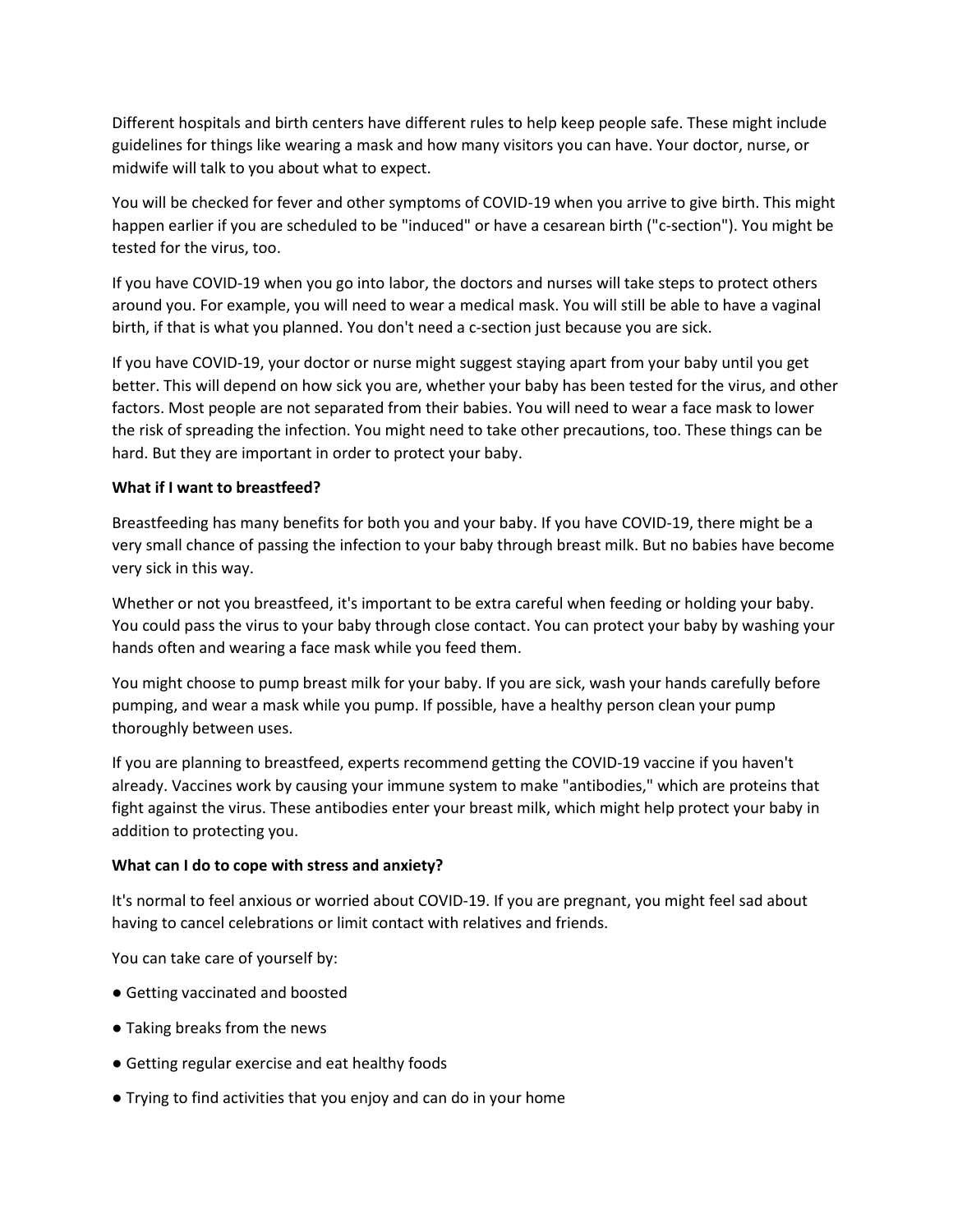Different hospitals and birth centers have different rules to help keep people safe. These might include guidelines for things like wearing a mask and how many visitors you can have. Your doctor, nurse, or midwife will talk to you about what to expect.

You will be checked for fever and other symptoms of COVID-19 when you arrive to give birth. This might happen earlier if you are scheduled to be "induced" or have a cesarean birth ("c-section"). You might be tested for the virus, too.

If you have COVID-19 when you go into labor, the doctors and nurses will take steps to protect others around you. For example, you will need to wear a medical mask. You will still be able to have a vaginal birth, if that is what you planned. You don't need a c-section just because you are sick.

If you have COVID-19, your doctor or nurse might suggest staying apart from your baby until you get better. This will depend on how sick you are, whether your baby has been tested for the virus, and other factors. Most people are not separated from their babies. You will need to wear a face mask to lower the risk of spreading the infection. You might need to take other precautions, too. These things can be hard. But they are important in order to protect your baby.

**What if I want to breastfeed?**

Breastfeeding has many benefits for both you and your baby. If you have COVID-19, there might be a very small chance of passing the infection to your baby through breast milk. But no babies have become very sick in this way.

Whether or not you breastfeed, it's important to be extra careful when feeding or holding your baby. You could pass the virus to your baby through close contact. You can protect your baby by washing your hands often and wearing a face mask while you feed them.

You might choose to pump breast milk for your baby. If you are sick, wash your hands carefully before pumping, and wear a mask while you pump. If possible, have a healthy person clean your pump thoroughly between uses.

If you are planning to breastfeed, experts recommend getting the COVID-19 vaccine if you haven't already. Vaccines work by causing your immune system to make "antibodies," which are proteins that fight against the virus. These antibodies enter your breast milk, which might help protect your baby in addition to protecting you.

**What can I do to cope with stress and anxiety?**

It's normal to feel anxious or worried about COVID-19. If you are pregnant, you might feel sad about having to cancel celebrations or limit contact with relatives and friends.

You can take care of yourself by:

- Getting vaccinated and boosted
- Taking breaks from the news
- Getting regular exercise and eat healthy foods
- Trying to find activities that you enjoy and can do in your home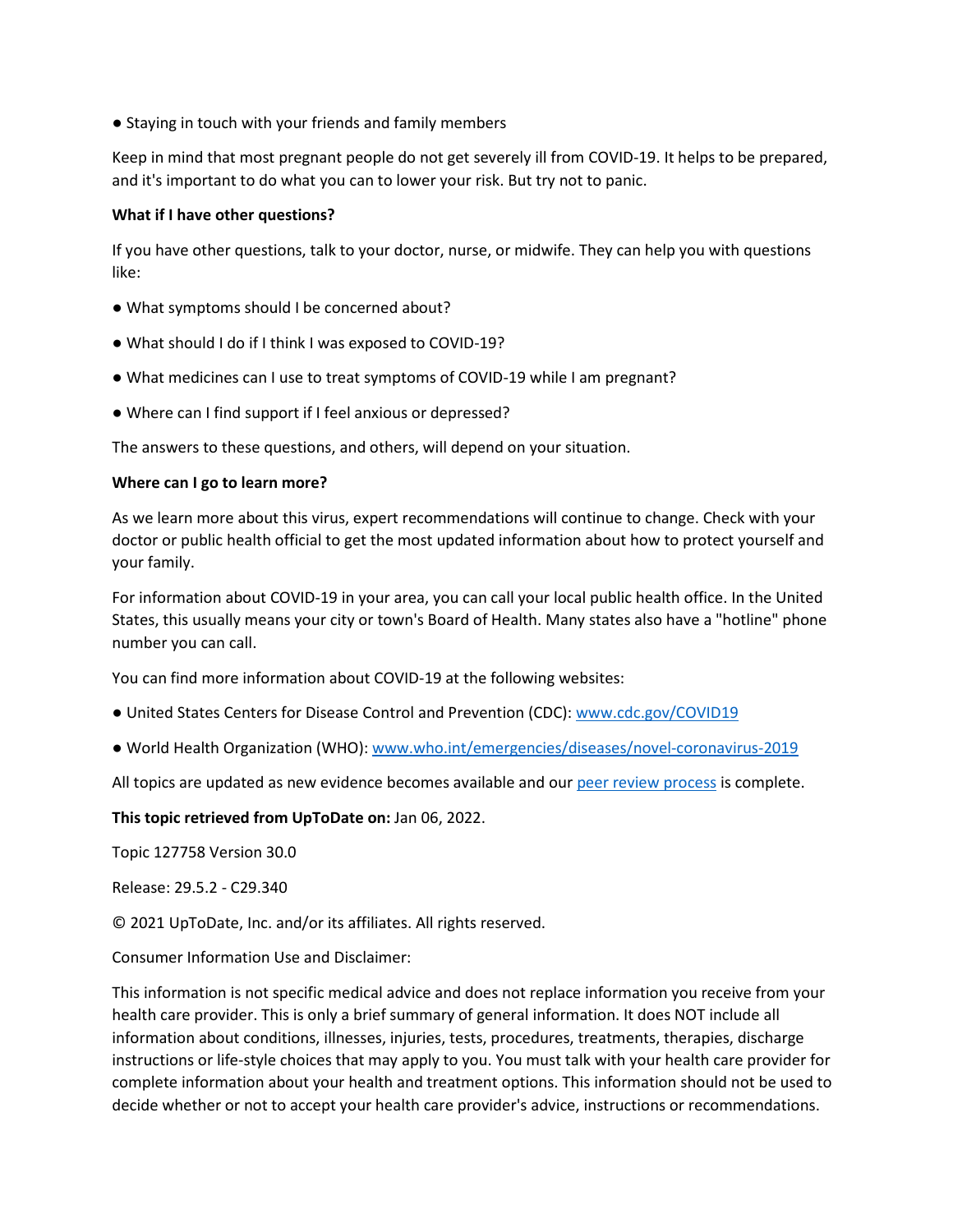- Staying in touch with your friends and family members

Keep in mind that most pregnant people do not get severely ill from COVID-19. It helps to be prepared, and it's important to do what you can to lower your risk. But try not to panic.

**What if I have other questions?**

If you have other questions, talk to your doctor, nurse, or midwife. They can help you with questions like:

- What symptoms should I be concerned about?
- What should I do if I think I was exposed to COVID-19?
- What medicines can I use to treat symptoms of COVID-19 while I am pregnant?
- Where can I find support if I feel anxious or depressed?

The answers to these questions, and others, will depend on your situation.

**Where can I go to learn more?**

As we learn more about this virus, expert recommendations will continue to change. Check with your doctor or public health official to get the most updated information about how to protect yourself and your family.

For information about COVID-19 in your area, you can call your local public health office. In the United States, this usually means your city or town's Board of Health. Many states also have a "hotline" phone number you can call.

You can find more information about COVID-19 at the following websites:

- United States Centers for Disease Control and Prevention (CDC): www.cdc.gov/COVID19
- World Health Organization (WHO): www.who.int/emergencies/diseases/novel-coronavirus-2019

All topics are updated as new evidence becomes available and our peer review process is complete.

**This topic retrieved from UpToDate on:** Jan 06, 2022.

Topic 127758 Version 30.0

Release: 29.5.2 - C29.340

© 2021 UpToDate, Inc. and/or its affiliates. All rights reserved.

Consumer Information Use and Disclaimer:

This information is not specific medical advice and does not replace information you receive from your health care provider. This is only a brief summary of general information. It does NOT include all information about conditions, illnesses, injuries, tests, procedures, treatments, therapies, discharge instructions or life-style choices that may apply to you. You must talk with your health care provider for complete information about your health and treatment options. This information should not be used to decide whether or not to accept your health care provider's advice, instructions or recommendations.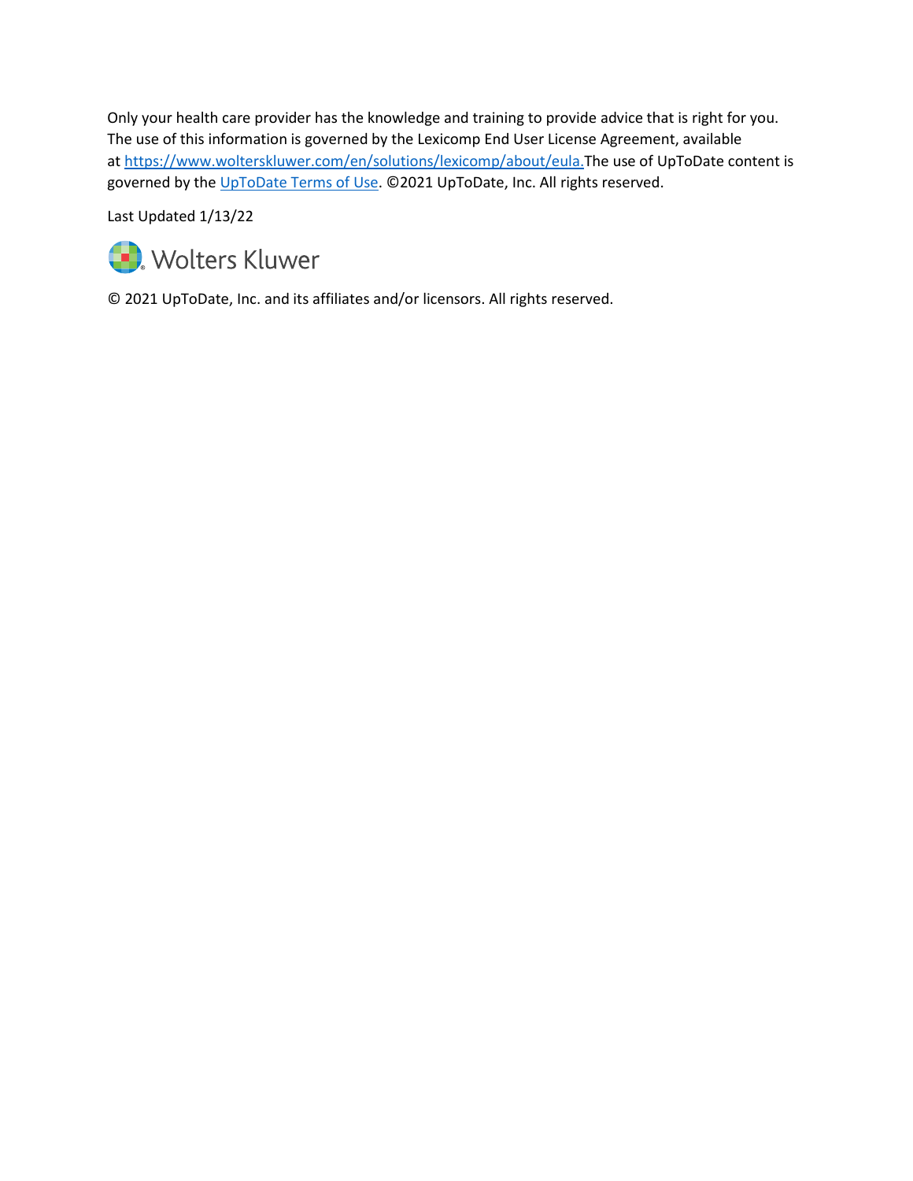Only your health care provider has the knowledge and training to provide advice that is right for you. The use of this information is governed by the Lexicomp End User License Agreement, available at [https://www.wolterskluwer.com/en/solutions/lexicomp/about/eula.](https://www.wolterskluwer.com/en/solutions/lexicomp/about/eula.)The use of UpToDate content is governed by the [UpToDate Terms of Use](). ©2021 UpToDate, Inc. All rights reserved.

Last Updated 1/13/22

Wolters Kluwer

© 2021 UpToDate, Inc. and its affiliates and/or licensors. All rights reserved.